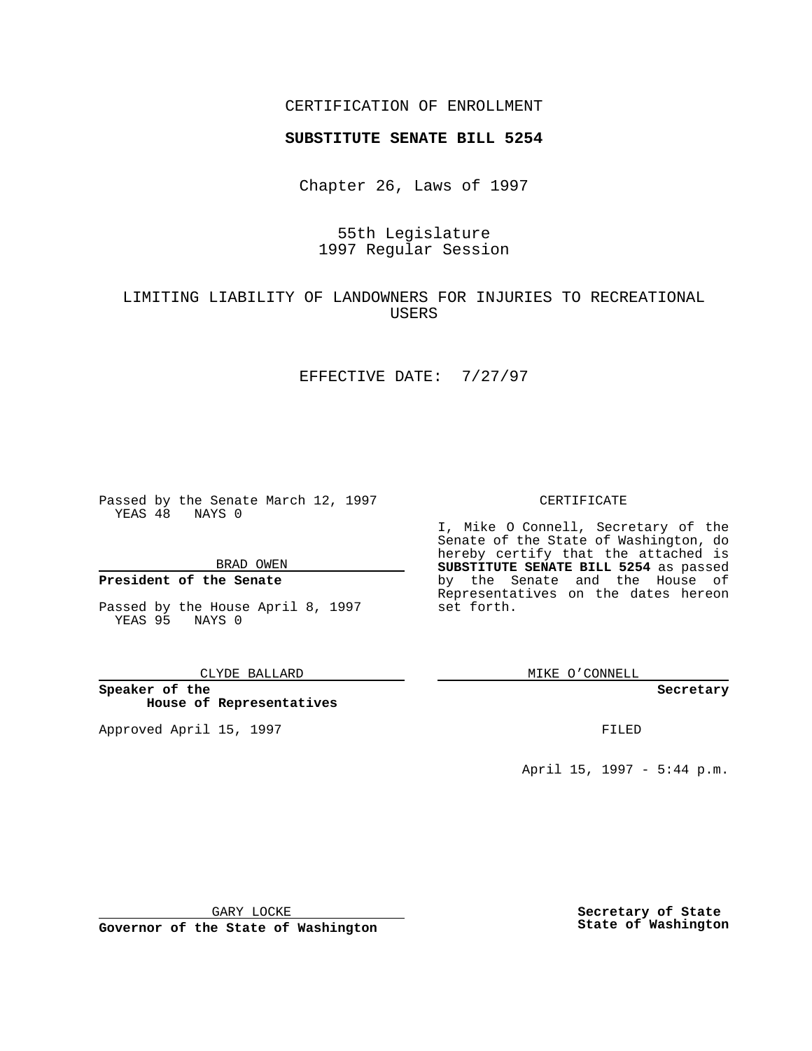CERTIFICATION OF ENROLLMENT

**SUBSTITUTE SENATE BILL 5254**

Chapter 26, Laws of 1997

55th Legislature
1997 Regular Session

LIMITING LIABILITY OF LANDOWNERS FOR INJURIES TO RECREATIONAL USERS

EFFECTIVE DATE: 7/27/97

Passed by the Senate March 12, 1997
YEAS 48 NAYS 0

BRAD OWEN

**President of the Senate**

Passed by the House April 8, 1997
YEAS 95 NAYS 0

CLYDE BALLARD

**Speaker of the House of Representatives**

Approved April 15, 1997

GARY LOCKE

**Governor of the State of Washington**

CERTIFICATE

I, Mike O Connell, Secretary of the Senate of the State of Washington, do hereby certify that the attached is **SUBSTITUTE SENATE BILL 5254** as passed by the Senate and the House of Representatives on the dates hereon set forth.

MIKE O'CONNELL

**Secretary**

FILED

April 15, 1997 - 5:44 p.m.

**Secretary of State**
**State of Washington**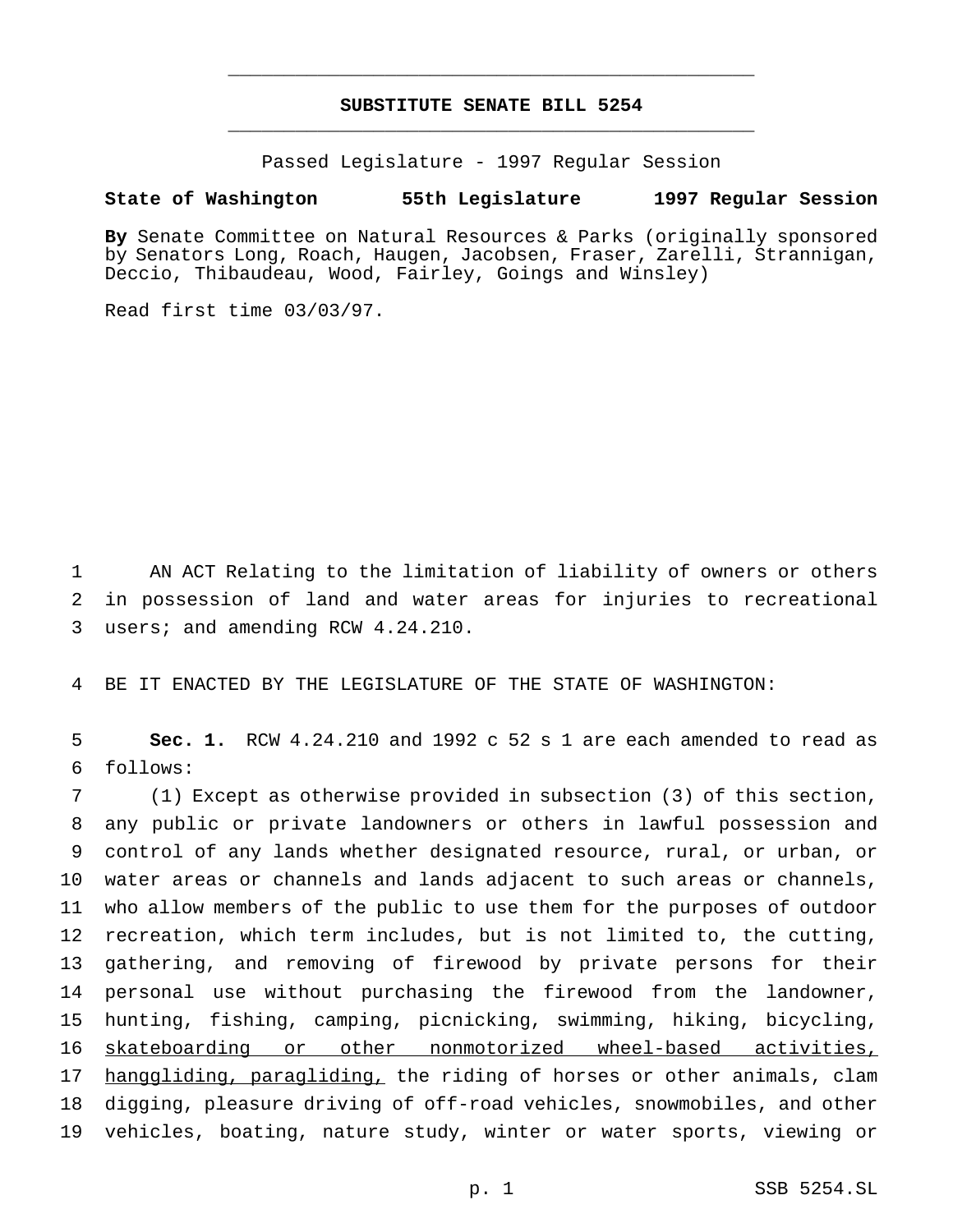# SUBSTITUTE SENATE BILL 5254

Passed Legislature - 1997 Regular Session

**State of Washington 55th Legislature 1997 Regular Session**

**By** Senate Committee on Natural Resources & Parks (originally sponsored by Senators Long, Roach, Haugen, Jacobsen, Fraser, Zarelli, Strannigan, Deccio, Thibaudeau, Wood, Fairley, Goings and Winsley)

Read first time 03/03/97.

1 AN ACT Relating to the limitation of liability of owners or others
2 in possession of land and water areas for injuries to recreational
3 users; and amending RCW 4.24.210.

4 BE IT ENACTED BY THE LEGISLATURE OF THE STATE OF WASHINGTON:

5 **Sec. 1.** RCW 4.24.210 and 1992 c 52 s 1 are each amended to read as
6 follows:

7 (1) Except as otherwise provided in subsection (3) of this section,
8 any public or private landowners or others in lawful possession and
9 control of any lands whether designated resource, rural, or urban, or
10 water areas or channels and lands adjacent to such areas or channels,
11 who allow members of the public to use them for the purposes of outdoor
12 recreation, which term includes, but is not limited to, the cutting,
13 gathering, and removing of firewood by private persons for their
14 personal use without purchasing the firewood from the landowner,
15 hunting, fishing, camping, picnicking, swimming, hiking, bicycling,
16 <u>skateboarding or other nonmotorized wheel-based activities,</u>
17 <u>hanggliding, paragliding,</u> the riding of horses or other animals, clam
18 digging, pleasure driving of off-road vehicles, snowmobiles, and other
19 vehicles, boating, nature study, winter or water sports, viewing or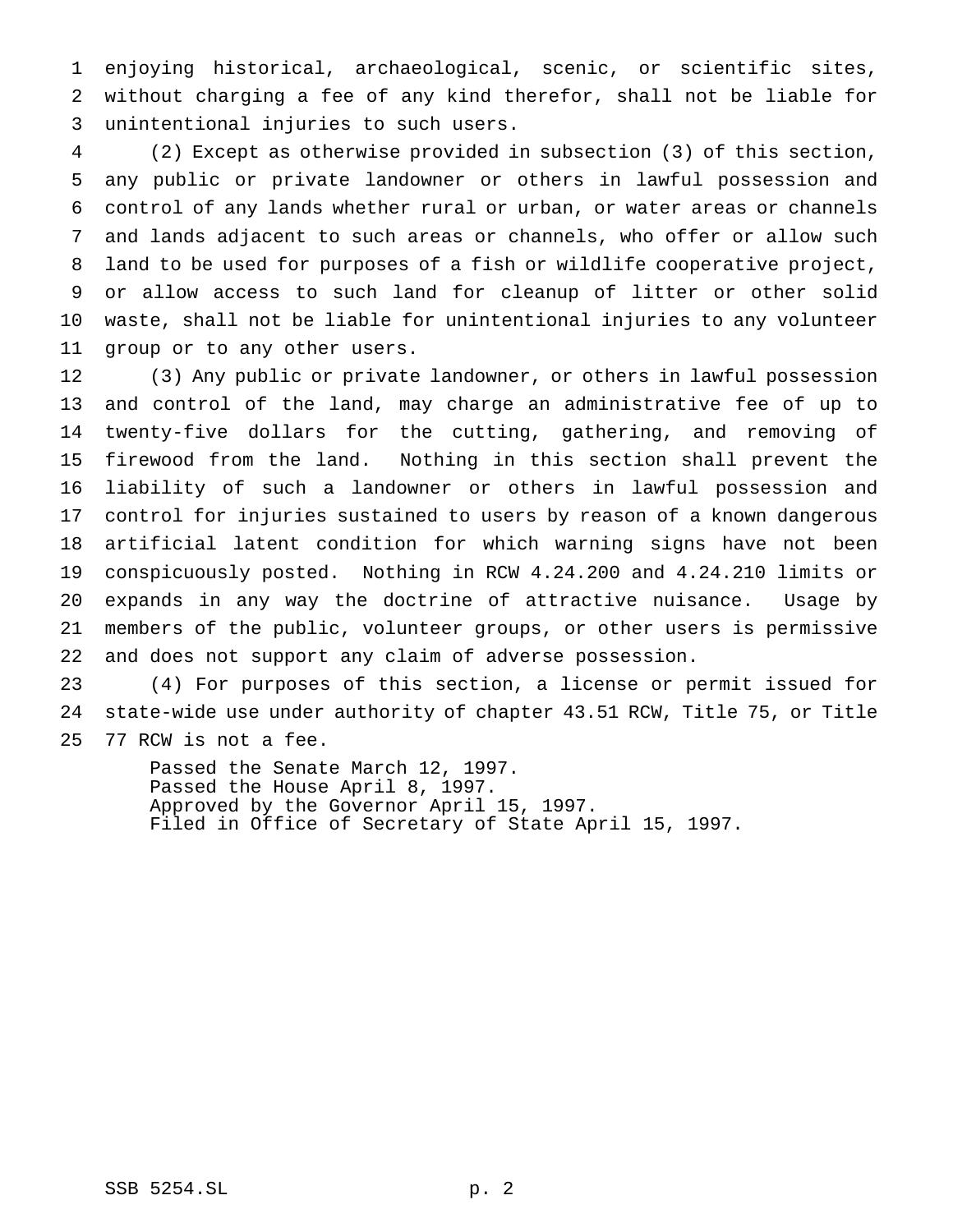enjoying historical, archaeological, scenic, or scientific sites, without charging a fee of any kind therefor, shall not be liable for unintentional injuries to such users.

(2) Except as otherwise provided in subsection (3) of this section, any public or private landowner or others in lawful possession and control of any lands whether rural or urban, or water areas or channels and lands adjacent to such areas or channels, who offer or allow such land to be used for purposes of a fish or wildlife cooperative project, or allow access to such land for cleanup of litter or other solid waste, shall not be liable for unintentional injuries to any volunteer group or to any other users.

(3) Any public or private landowner, or others in lawful possession and control of the land, may charge an administrative fee of up to twenty-five dollars for the cutting, gathering, and removing of firewood from the land. Nothing in this section shall prevent the liability of such a landowner or others in lawful possession and control for injuries sustained to users by reason of a known dangerous artificial latent condition for which warning signs have not been conspicuously posted. Nothing in RCW 4.24.200 and 4.24.210 limits or expands in any way the doctrine of attractive nuisance. Usage by members of the public, volunteer groups, or other users is permissive and does not support any claim of adverse possession.

(4) For purposes of this section, a license or permit issued for state-wide use under authority of chapter 43.51 RCW, Title 75, or Title 77 RCW is not a fee.

Passed the Senate March 12, 1997.
Passed the House April 8, 1997.
Approved by the Governor April 15, 1997.
Filed in Office of Secretary of State April 15, 1997.